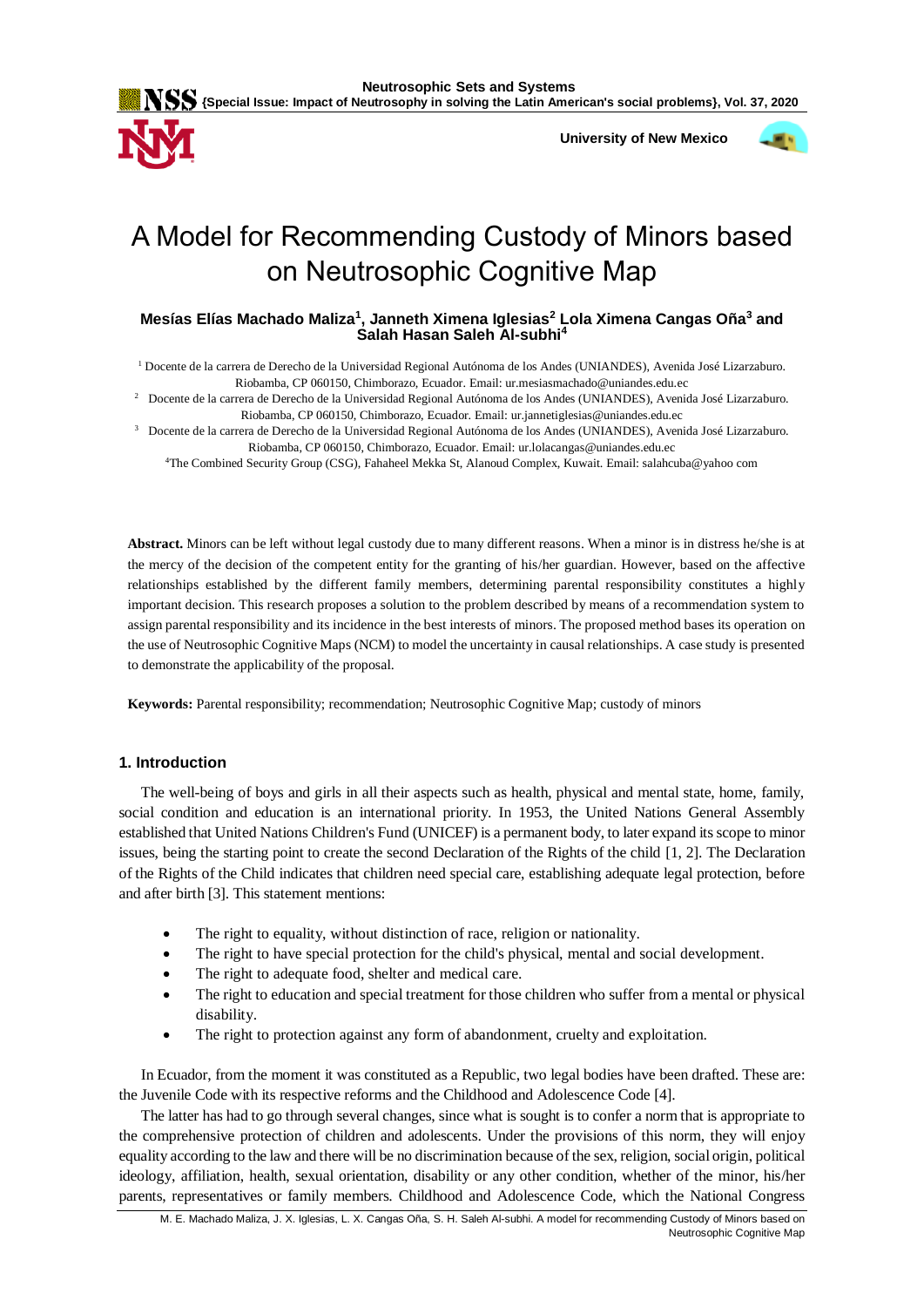# A Model for Recommending Custody of Minors based on Neutrosophic Cognitive Map

**Mesías Elías Machado Maliza[1], Janneth Ximena Iglesias[2] Lola Ximena Cangas Oña[3] and Salah Hasan Saleh Al-subhi[4]**

[1] Docente de la carrera de Derecho de la Universidad Regional Autónoma de los Andes (UNIANDES), Avenida José Lizarzaburo. Riobamba, CP 060150, Chimborazo, Ecuador. Email: ur.mesiasmachado@uniandes.edu.ec

[2] Docente de la carrera de Derecho de la Universidad Regional Autónoma de los Andes (UNIANDES), Avenida José Lizarzaburo. Riobamba, CP 060150, Chimborazo, Ecuador. Email: ur.jannetiglesias@uniandes.edu.ec

[3] Docente de la carrera de Derecho de la Universidad Regional Autónoma de los Andes (UNIANDES), Avenida José Lizarzaburo. Riobamba, CP 060150, Chimborazo, Ecuador. Email: ur.lolacangas@uniandes.edu.ec

[4]The Combined Security Group (CSG), Fahaheel Mekka St, Alanoud Complex, Kuwait. Email: salahcuba@yahoo com

**Abstract.** Minors can be left without legal custody due to many different reasons. When a minor is in distress he/she is at the mercy of the decision of the competent entity for the granting of his/her guardian. However, based on the affective relationships established by the different family members, determining parental responsibility constitutes a highly important decision. This research proposes a solution to the problem described by means of a recommendation system to assign parental responsibility and its incidence in the best interests of minors. The proposed method bases its operation on the use of Neutrosophic Cognitive Maps (NCM) to model the uncertainty in causal relationships. A case study is presented to demonstrate the applicability of the proposal.

**Keywords:** Parental responsibility; recommendation; Neutrosophic Cognitive Map; custody of minors

## 1. Introduction

The well-being of boys and girls in all their aspects such as health, physical and mental state, home, family, social condition and education is an international priority. In 1953, the United Nations General Assembly established that United Nations Children's Fund (UNICEF) is a permanent body, to later expand its scope to minor issues, being the starting point to create the second Declaration of the Rights of the child [1, 2]. The Declaration of the Rights of the Child indicates that children need special care, establishing adequate legal protection, before and after birth [3]. This statement mentions:

- The right to equality, without distinction of race, religion or nationality.
- The right to have special protection for the child's physical, mental and social development.
- The right to adequate food, shelter and medical care.
- The right to education and special treatment for those children who suffer from a mental or physical disability.
- The right to protection against any form of abandonment, cruelty and exploitation.

In Ecuador, from the moment it was constituted as a Republic, two legal bodies have been drafted. These are: the Juvenile Code with its respective reforms and the Childhood and Adolescence Code [4].

The latter has had to go through several changes, since what is sought is to confer a norm that is appropriate to the comprehensive protection of children and adolescents. Under the provisions of this norm, they will enjoy equality according to the law and there will be no discrimination because of the sex, religion, social origin, political ideology, affiliation, health, sexual orientation, disability or any other condition, whether of the minor, his/her parents, representatives or family members. Childhood and Adolescence Code, which the National Congress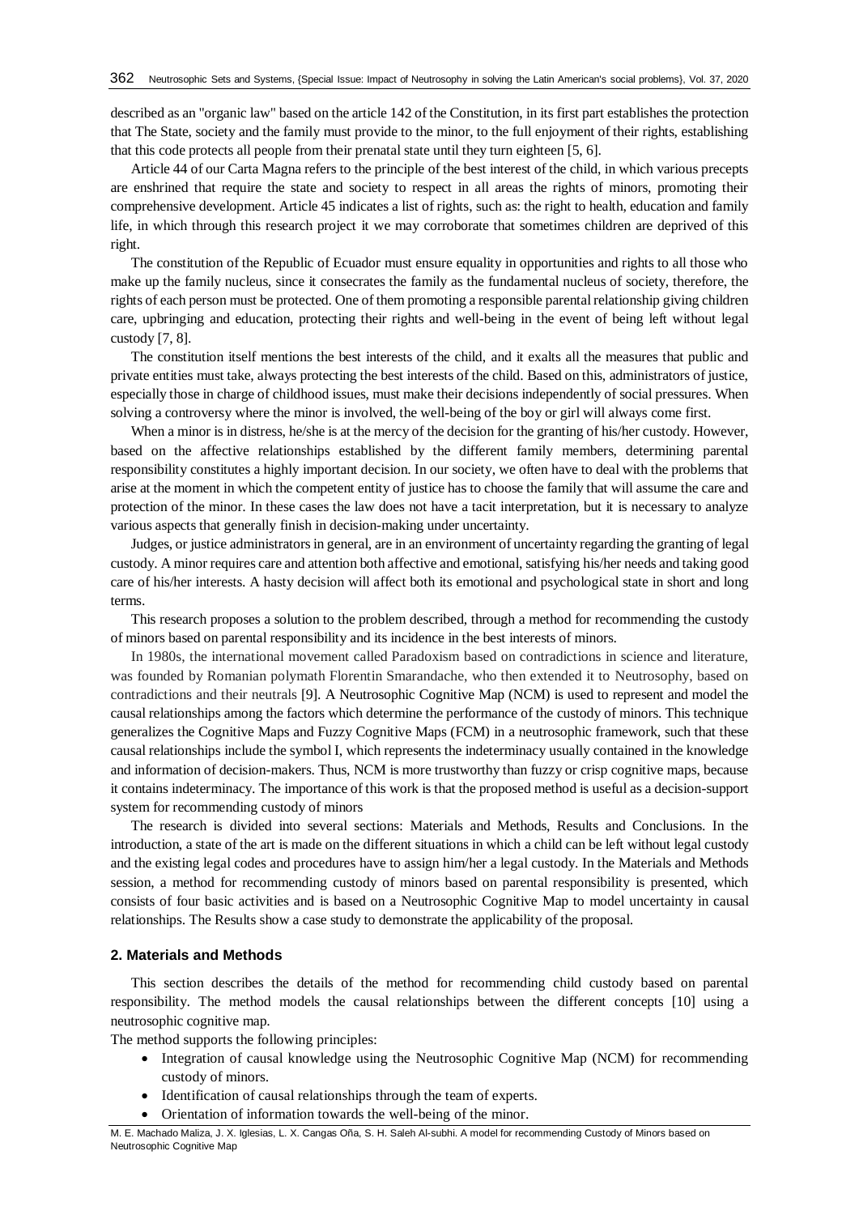described as an "organic law" based on the article 142 of the Constitution, in its first part establishes the protection that The State, society and the family must provide to the minor, to the full enjoyment of their rights, establishing that this code protects all people from their prenatal state until they turn eighteen [5, 6].

Article 44 of our Carta Magna refers to the principle of the best interest of the child, in which various precepts are enshrined that require the state and society to respect in all areas the rights of minors, promoting their comprehensive development. Article 45 indicates a list of rights, such as: the right to health, education and family life, in which through this research project it we may corroborate that sometimes children are deprived of this right.

The constitution of the Republic of Ecuador must ensure equality in opportunities and rights to all those who make up the family nucleus, since it consecrates the family as the fundamental nucleus of society, therefore, the rights of each person must be protected. One of them promoting a responsible parental relationship giving children care, upbringing and education, protecting their rights and well-being in the event of being left without legal custody [7, 8].

The constitution itself mentions the best interests of the child, and it exalts all the measures that public and private entities must take, always protecting the best interests of the child. Based on this, administrators of justice, especially those in charge of childhood issues, must make their decisions independently of social pressures. When solving a controversy where the minor is involved, the well-being of the boy or girl will always come first.

When a minor is in distress, he/she is at the mercy of the decision for the granting of his/her custody. However, based on the affective relationships established by the different family members, determining parental responsibility constitutes a highly important decision. In our society, we often have to deal with the problems that arise at the moment in which the competent entity of justice has to choose the family that will assume the care and protection of the minor. In these cases the law does not have a tacit interpretation, but it is necessary to analyze various aspects that generally finish in decision-making under uncertainty.

Judges, or justice administrators in general, are in an environment of uncertainty regarding the granting of legal custody. A minor requires care and attention both affective and emotional, satisfying his/her needs and taking good care of his/her interests. A hasty decision will affect both its emotional and psychological state in short and long terms.

This research proposes a solution to the problem described, through a method for recommending the custody of minors based on parental responsibility and its incidence in the best interests of minors.

In 1980s, the international movement called Paradoxism based on contradictions in science and literature, was founded by Romanian polymath Florentin Smarandache, who then extended it to Neutrosophy, based on contradictions and their neutrals [9]. A Neutrosophic Cognitive Map (NCM) is used to represent and model the causal relationships among the factors which determine the performance of the custody of minors. This technique generalizes the Cognitive Maps and Fuzzy Cognitive Maps (FCM) in a neutrosophic framework, such that these causal relationships include the symbol I, which represents the indeterminacy usually contained in the knowledge and information of decision-makers. Thus, NCM is more trustworthy than fuzzy or crisp cognitive maps, because it contains indeterminacy. The importance of this work is that the proposed method is useful as a decision-support system for recommending custody of minors

The research is divided into several sections: Materials and Methods, Results and Conclusions. In the introduction, a state of the art is made on the different situations in which a child can be left without legal custody and the existing legal codes and procedures have to assign him/her a legal custody. In the Materials and Methods session, a method for recommending custody of minors based on parental responsibility is presented, which consists of four basic activities and is based on a Neutrosophic Cognitive Map to model uncertainty in causal relationships. The Results show a case study to demonstrate the applicability of the proposal.

## 2. Materials and Methods

This section describes the details of the method for recommending child custody based on parental responsibility. The method models the causal relationships between the different concepts [10] using a neutrosophic cognitive map.

The method supports the following principles:

- Integration of causal knowledge using the Neutrosophic Cognitive Map (NCM) for recommending custody of minors.
- Identification of causal relationships through the team of experts.
- Orientation of information towards the well-being of the minor.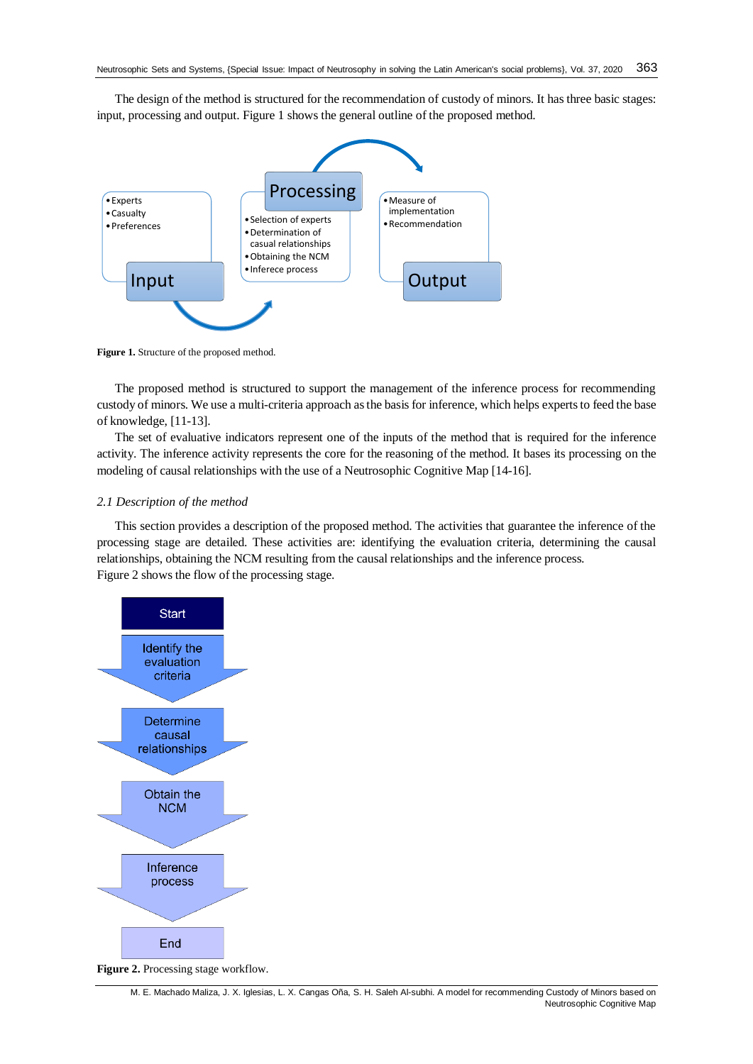The design of the method is structured for the recommendation of custody of minors. It has three basic stages: input, processing and output. Figure 1 shows the general outline of the proposed method.

**Figure 1.** Structure of the proposed method.

The proposed method is structured to support the management of the inference process for recommending custody of minors. We use a multi-criteria approach as the basis for inference, which helps experts to feed the base of knowledge, [11-13].

The set of evaluative indicators represent one of the inputs of the method that is required for the inference activity. The inference activity represents the core for the reasoning of the method. It bases its processing on the modeling of causal relationships with the use of a Neutrosophic Cognitive Map [14-16].

### *2.1 Description of the method*

This section provides a description of the proposed method. The activities that guarantee the inference of the processing stage are detailed. These activities are: identifying the evaluation criteria, determining the causal relationships, obtaining the NCM resulting from the causal relationships and the inference process.

Figure 2 shows the flow of the processing stage.

**Figure 2.** Processing stage workflow.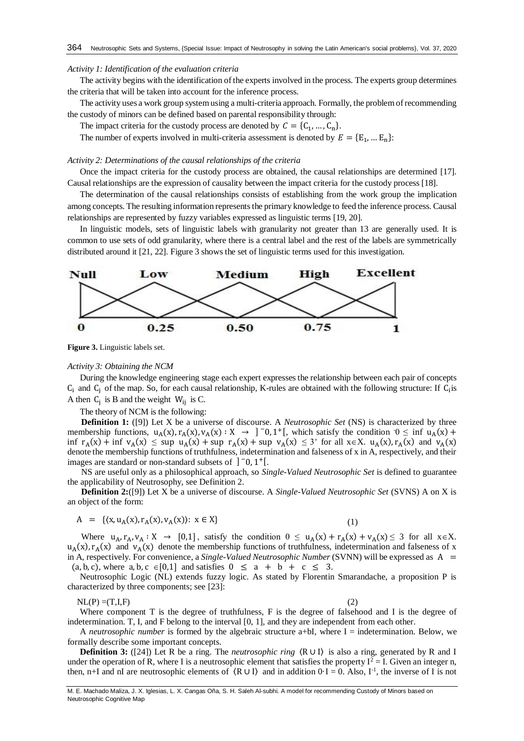*Activity 1: Identification of the evaluation criteria*

The activity begins with the identification of the experts involved in the process. The experts group determines the criteria that will be taken into account for the inference process.

The activity uses a work group system using a multi-criteria approach. Formally, the problem of recommending the custody of minors can be defined based on parental responsibility through:

The impact criteria for the custody process are denoted by $C = \{C_1, \ldots, C_n\}$.

The number of experts involved in multi-criteria assessment is denoted by $E = \{E_1, \ldots E_n\}$:

*Activity 2: Determinations of the causal relationships of the criteria*

Once the impact criteria for the custody process are obtained, the causal relationships are determined [17]. Causal relationships are the expression of causality between the impact criteria for the custody process [18].

The determination of the causal relationships consists of establishing from the work group the implication among concepts. The resulting information represents the primary knowledge to feed the inference process. Causal relationships are represented by fuzzy variables expressed as linguistic terms [19, 20].

In linguistic models, sets of linguistic labels with granularity not greater than 13 are generally used. It is common to use sets of odd granularity, where there is a central label and the rest of the labels are symmetrically distributed around it [21, 22]. Figure 3 shows the set of linguistic terms used for this investigation.

**Figure 3.** Linguistic labels set.

*Activity 3: Obtaining the NCM*

During the knowledge engineering stage each expert expresses the relationship between each pair of concepts $C_i$ and $C_j$ of the map. So, for each causal relationship, K-rules are obtained with the following structure: If $C_i$ is A then $C_j$ is B and the weight $W_{ij}$ is C.

The theory of NCM is the following:

**Definition 1:** ([9]) Let X be a universe of discourse. A *Neutrosophic Set* (NS) is characterized by three membership functions, $u_A(x), r_A(x), v_A(x) : X \rightarrow ]^-0, 1^+[$, which satisfy the condition $^-0 \leq \inf u_A(x) + \inf r_A(x) + \inf v_A(x) \leq \sup u_A(x) + \sup r_A(x) + \sup v_A(x) \leq 3^+$ for all $x \in X$. $u_A(x), r_A(x)$ and $v_A(x)$ denote the membership functions of truthfulness, indetermination and falseness of x in A, respectively, and their images are standard or non-standard subsets of $]^-0, 1^+[$.

NS are useful only as a philosophical approach, so *Single-Valued Neutrosophic Set* is defined to guarantee the applicability of Neutrosophy, see Definition 2.

**Definition 2:**([9]) Let X be a universe of discourse. A *Single-Valued Neutrosophic Set* (SVNS) A on X is an object of the form:

$$A = \{\langle x, u_A(x), r_A(x), v_A(x) \rangle : x \in X\} \tag{1}$$

Where $u_A, r_A, v_A : X \rightarrow [0,1]$, satisfy the condition $0 \leq u_A(x) + r_A(x) + v_A(x) \leq 3$ for all $x \in X$. $u_A(x), r_A(x)$ and $v_A(x)$ denote the membership functions of truthfulness, indetermination and falseness of x in A, respectively. For convenience, a *Single-Valued Neutrosophic Number* (SVNN) will be expressed as $A = (a, b, c)$, where $a, b, c \in [0,1]$ and satisfies $0 \leq a + b + c \leq 3$.

Neutrosophic Logic (NL) extends fuzzy logic. As stated by Florentin Smarandache, a proposition P is characterized by three components; see [23]:

$$NL(P) = (T,I,F) \tag{2}$$

Where component T is the degree of truthfulness, F is the degree of falsehood and I is the degree of indetermination. T, I, and F belong to the interval [0, 1], and they are independent from each other.

A *neutrosophic number* is formed by the algebraic structure a+bI, where I = indetermination. Below, we formally describe some important concepts.

**Definition 3:** ([24]) Let R be a ring. The *neutrosophic ring* $\langle R \cup I \rangle$ is also a ring, generated by R and I under the operation of R, where I is a neutrosophic element that satisfies the property $I^2 = I$. Given an integer n, then, n+I and nI are neutrosophic elements of $\langle R \cup I \rangle$ and in addition $0 \cdot I = 0$. Also, $I^{-1}$, the inverse of I is not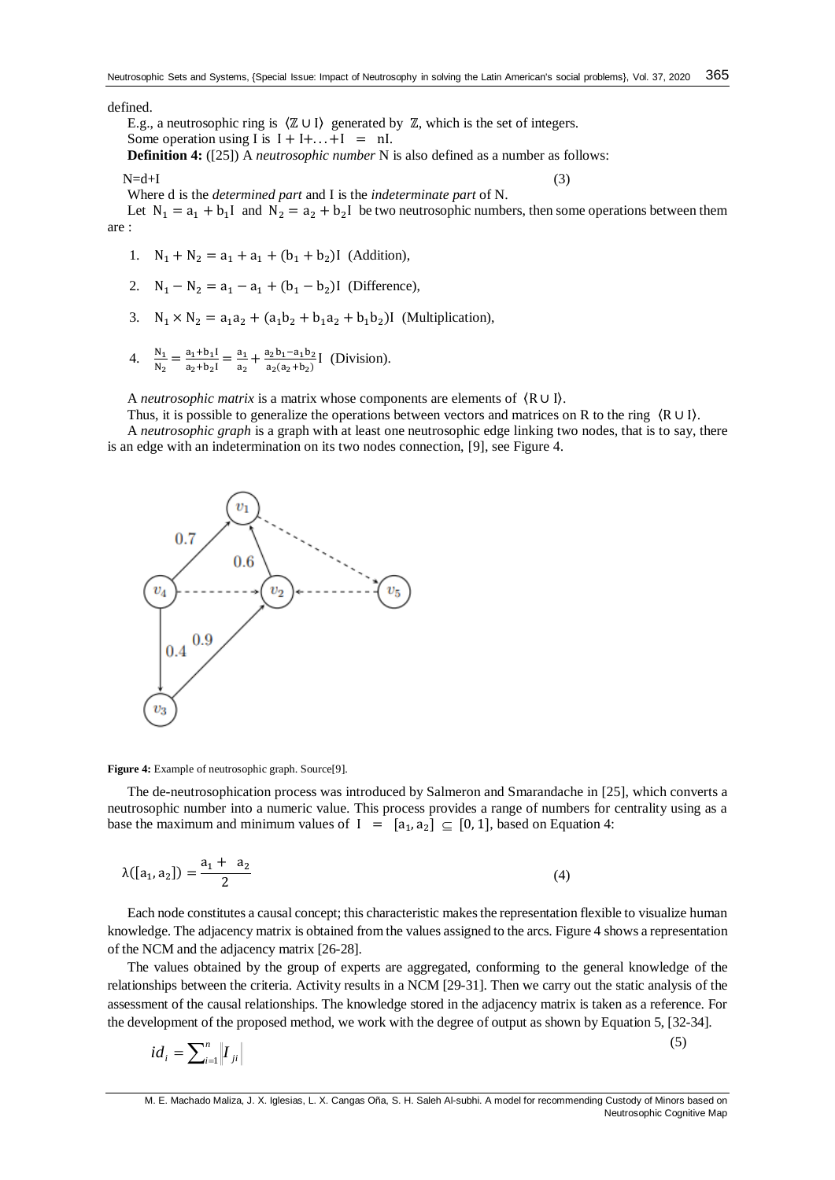defined.

E.g., a neutrosophic ring is $\langle \mathbb{Z} \cup I \rangle$ generated by $\mathbb{Z}$, which is the set of integers.

Some operation using I is $I + I + \ldots + I \;=\; nI$.

**Definition 4:** ([25]) A *neutrosophic number* N is also defined as a number as follows:

$$N = d + I \tag{3}$$

Where d is the *determined part* and I is the *indeterminate part* of N.

Let $N_1 = a_1 + b_1 I$ and $N_2 = a_2 + b_2 I$ be two neutrosophic numbers, then some operations between them are :

1. $N_1 + N_2 = a_1 + a_1 + (b_1 + b_2)I$ (Addition),
2. $N_1 - N_2 = a_1 - a_1 + (b_1 - b_2)I$ (Difference),
3. $N_1 \times N_2 = a_1 a_2 + (a_1 b_2 + b_1 a_2 + b_1 b_2)I$ (Multiplication),
4. $\frac{N_1}{N_2} = \frac{a_1 + b_1 I}{a_2 + b_2 I} = \frac{a_1}{a_2} + \frac{a_2 b_1 - a_1 b_2}{a_2(a_2 + b_2)} I$ (Division).

A *neutrosophic matrix* is a matrix whose components are elements of $\langle R \cup I \rangle$.

Thus, it is possible to generalize the operations between vectors and matrices on R to the ring $\langle R \cup I \rangle$.

A *neutrosophic graph* is a graph with at least one neutrosophic edge linking two nodes, that is to say, there is an edge with an indetermination on its two nodes connection, [9], see Figure 4.

**Figure 4:** Example of neutrosophic graph. Source[9].

The de-neutrosophication process was introduced by Salmeron and Smarandache in [25], which converts a neutrosophic number into a numeric value. This process provides a range of numbers for centrality using as a base the maximum and minimum values of $I \;=\; [a_1, a_2] \subseteq [0, 1]$, based on Equation 4:

$$\lambda([a_1, a_2]) = \frac{a_1 + a_2}{2} \tag{4}$$

Each node constitutes a causal concept; this characteristic makes the representation flexible to visualize human knowledge. The adjacency matrix is obtained from the values assigned to the arcs. Figure 4 shows a representation of the NCM and the adjacency matrix [26-28].

The values obtained by the group of experts are aggregated, conforming to the general knowledge of the relationships between the criteria. Activity results in a NCM [29-31]. Then we carry out the static analysis of the assessment of the causal relationships. The knowledge stored in the adjacency matrix is taken as a reference. For the development of the proposed method, we work with the degree of output as shown by Equation 5, [32-34].

$$id_i = \sum_{i=1}^{n} \left\| I_{ji} \right\| \tag{5}$$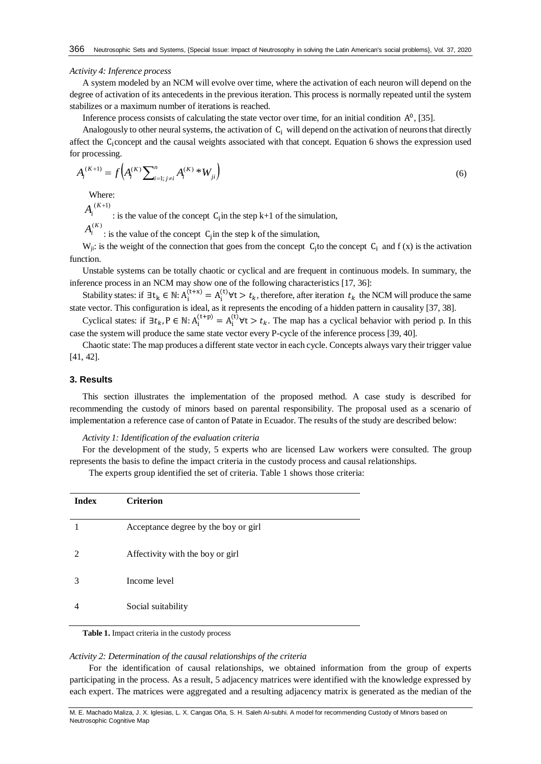*Activity 4: Inference process*

A system modeled by an NCM will evolve over time, where the activation of each neuron will depend on the degree of activation of its antecedents in the previous iteration. This process is normally repeated until the system stabilizes or a maximum number of iterations is reached.

Inference process consists of calculating the state vector over time, for an initial condition $A^0$, [35].

Analogously to other neural systems, the activation of $C_i$ will depend on the activation of neurons that directly affect the $C_i$ concept and the causal weights associated with that concept. Equation 6 shows the expression used for processing.

$$A_i^{(K+1)} = f\left(A_i^{(K)} \sum_{i=1;\, j \neq i}^{n} A_i^{(K)} * W_{ji}\right) \tag{6}$$

Where:

$A_i^{(K+1)}$ : is the value of the concept $C_i$ in the step k+1 of the simulation,

$A_i^{(K)}$ : is the value of the concept $C_j$ in the step k of the simulation,

$W_{ji}$: is the weight of the connection that goes from the concept $C_j$ to the concept $C_i$ and f (x) is the activation function.

Unstable systems can be totally chaotic or cyclical and are frequent in continuous models. In summary, the inference process in an NCM may show one of the following characteristics [17, 36]:

Stability states: if $\exists t_k \in \mathbb{N}: A_i^{(t+x)} = A_i^{(t)} \forall t > t_k$, therefore, after iteration $t_k$ the NCM will produce the same state vector. This configuration is ideal, as it represents the encoding of a hidden pattern in causality [37, 38].

Cyclical states: if $\exists t_k, P \in \mathbb{N}: A_i^{(t+p)} = A_i^{(t)} \forall t > t_k$. The map has a cyclical behavior with period p. In this case the system will produce the same state vector every P-cycle of the inference process [39, 40].

Chaotic state: The map produces a different state vector in each cycle. Concepts always vary their trigger value [41, 42].

## 3. Results

This section illustrates the implementation of the proposed method. A case study is described for recommending the custody of minors based on parental responsibility. The proposal used as a scenario of implementation a reference case of canton of Patate in Ecuador. The results of the study are described below:

*Activity 1: Identification of the evaluation criteria*

For the development of the study, 5 experts who are licensed Law workers were consulted. The group represents the basis to define the impact criteria in the custody process and causal relationships.

The experts group identified the set of criteria. Table 1 shows those criteria:

| Index | Criterion |
|---|---|
| 1 | Acceptance degree by the boy or girl |
| 2 | Affectivity with the boy or girl |
| 3 | Income level |
| 4 | Social suitability |

**Table 1.** Impact criteria in the custody process

*Activity 2: Determination of the causal relationships of the criteria*

For the identification of causal relationships, we obtained information from the group of experts participating in the process. As a result, 5 adjacency matrices were identified with the knowledge expressed by each expert. The matrices were aggregated and a resulting adjacency matrix is generated as the median of the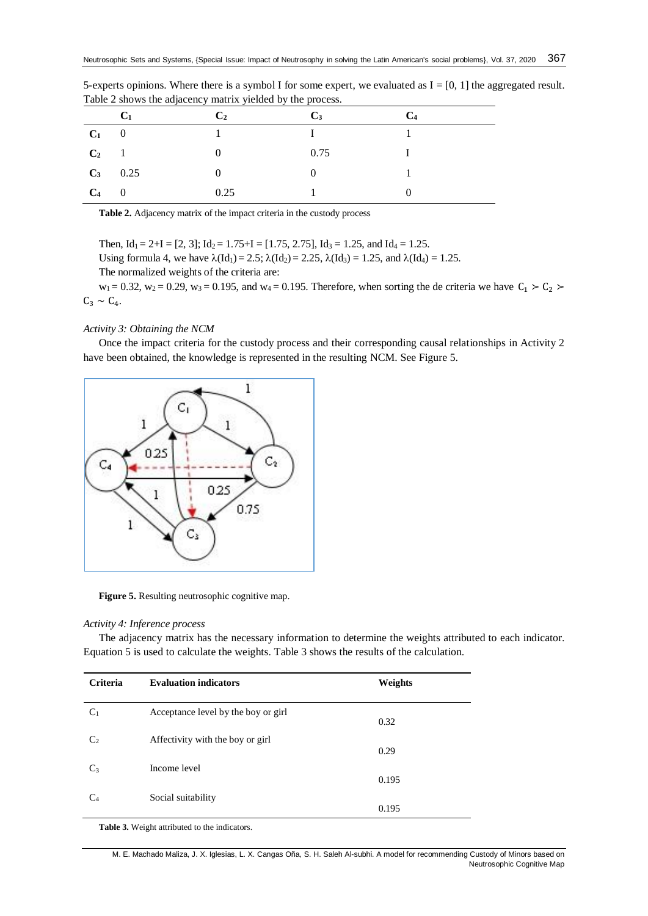5-experts opinions. Where there is a symbol I for some expert, we evaluated as I = [0, 1] the aggregated result. Table 2 shows the adjacency matrix yielded by the process.

| | $C_1$ | $C_2$ | $C_3$ | $C_4$ |
|---|---|---|---|---|
| $C_1$ | 0 | 1 | I | 1 |
| $C_2$ | 1 | 0 | 0.75 | I |
| $C_3$ | 0.25 | 0 | 0 | 1 |
| $C_4$ | 0 | 0.25 | 1 | 0 |

**Table 2.** Adjacency matrix of the impact criteria in the custody process

Then, $Id_1 = 2+I = [2, 3]$; $Id_2 = 1.75+I = [1.75, 2.75]$, $Id_3 = 1.25$, and $Id_4 = 1.25$.

Using formula 4, we have $\lambda(Id_1) = 2.5$; $\lambda(Id_2) = 2.25$, $\lambda(Id_3) = 1.25$, and $\lambda(Id_4) = 1.25$.

The normalized weights of the criteria are:

$w_1 = 0.32$, $w_2 = 0.29$, $w_3 = 0.195$, and $w_4 = 0.195$. Therefore, when sorting the de criteria we have $C_1 \succ C_2 \succ C_3 \sim C_4$.

*Activity 3: Obtaining the NCM*

Once the impact criteria for the custody process and their corresponding causal relationships in Activity 2 have been obtained, the knowledge is represented in the resulting NCM. See Figure 5.

**Figure 5.** Resulting neutrosophic cognitive map.

*Activity 4: Inference process*

The adjacency matrix has the necessary information to determine the weights attributed to each indicator. Equation 5 is used to calculate the weights. Table 3 shows the results of the calculation.

| Criteria | Evaluation indicators | Weights |
|---|---|---|
| $C_1$ | Acceptance level by the boy or girl | 0.32 |
| $C_2$ | Affectivity with the boy or girl | 0.29 |
| $C_3$ | Income level | 0.195 |
| $C_4$ | Social suitability | 0.195 |

**Table 3.** Weight attributed to the indicators.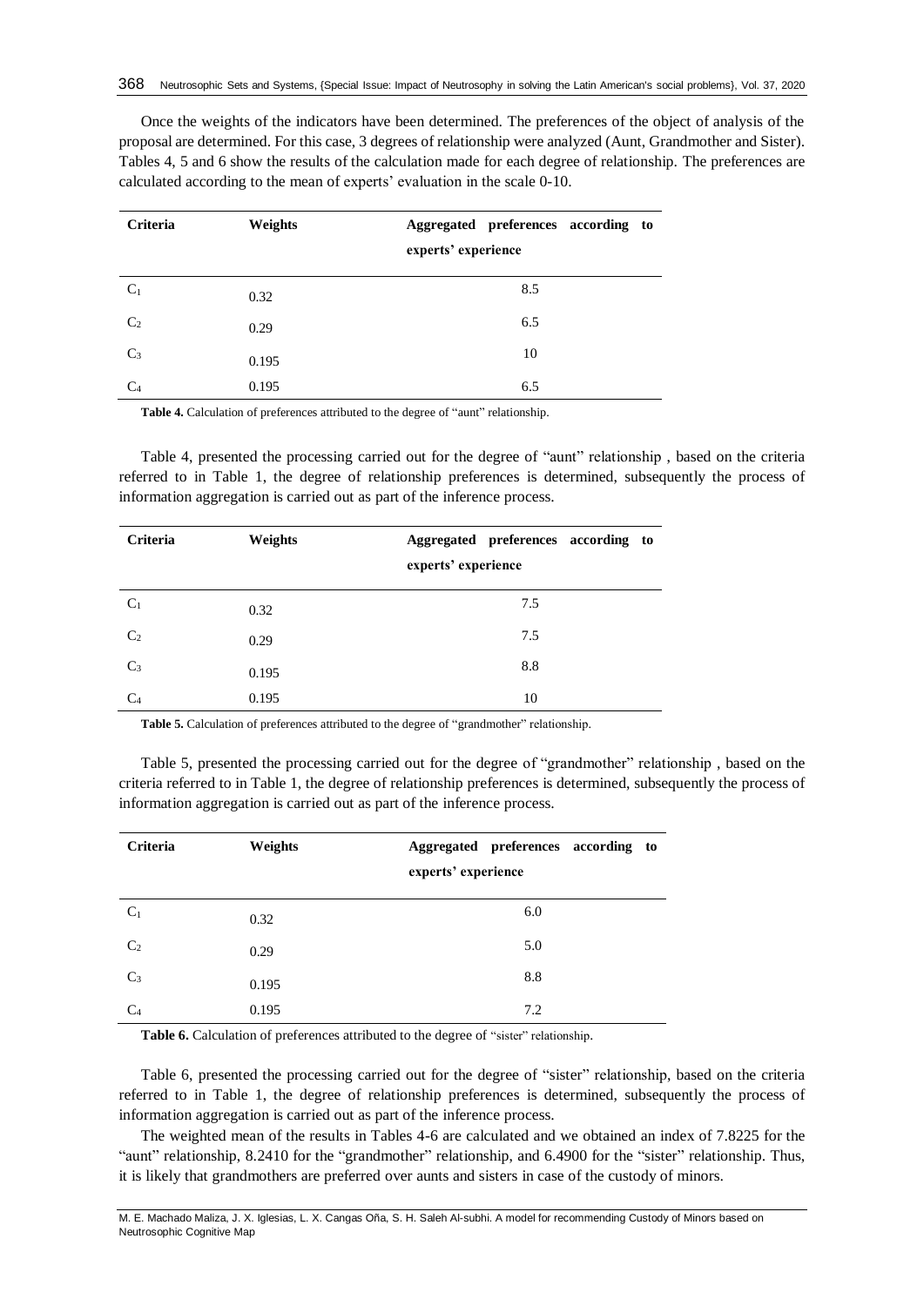Once the weights of the indicators have been determined. The preferences of the object of analysis of the proposal are determined. For this case, 3 degrees of relationship were analyzed (Aunt, Grandmother and Sister). Tables 4, 5 and 6 show the results of the calculation made for each degree of relationship. The preferences are calculated according to the mean of experts' evaluation in the scale 0-10.

| Criteria | Weights | Aggregated preferences according to experts' experience |
|---|---|---|
| $C_1$ | 0.32 | 8.5 |
| $C_2$ | 0.29 | 6.5 |
| $C_3$ | 0.195 | 10 |
| $C_4$ | 0.195 | 6.5 |

**Table 4.** Calculation of preferences attributed to the degree of "aunt" relationship.

Table 4, presented the processing carried out for the degree of "aunt" relationship , based on the criteria referred to in Table 1, the degree of relationship preferences is determined, subsequently the process of information aggregation is carried out as part of the inference process.

| Criteria | Weights | Aggregated preferences according to experts' experience |
|---|---|---|
| $C_1$ | 0.32 | 7.5 |
| $C_2$ | 0.29 | 7.5 |
| $C_3$ | 0.195 | 8.8 |
| $C_4$ | 0.195 | 10 |

**Table 5.** Calculation of preferences attributed to the degree of "grandmother" relationship.

Table 5, presented the processing carried out for the degree of "grandmother" relationship , based on the criteria referred to in Table 1, the degree of relationship preferences is determined, subsequently the process of information aggregation is carried out as part of the inference process.

| Criteria | Weights | Aggregated preferences according to experts' experience |
|---|---|---|
| $C_1$ | 0.32 | 6.0 |
| $C_2$ | 0.29 | 5.0 |
| $C_3$ | 0.195 | 8.8 |
| $C_4$ | 0.195 | 7.2 |

**Table 6.** Calculation of preferences attributed to the degree of "sister" relationship.

Table 6, presented the processing carried out for the degree of "sister" relationship, based on the criteria referred to in Table 1, the degree of relationship preferences is determined, subsequently the process of information aggregation is carried out as part of the inference process.

The weighted mean of the results in Tables 4-6 are calculated and we obtained an index of 7.8225 for the "aunt" relationship, 8.2410 for the "grandmother" relationship, and 6.4900 for the "sister" relationship. Thus, it is likely that grandmothers are preferred over aunts and sisters in case of the custody of minors.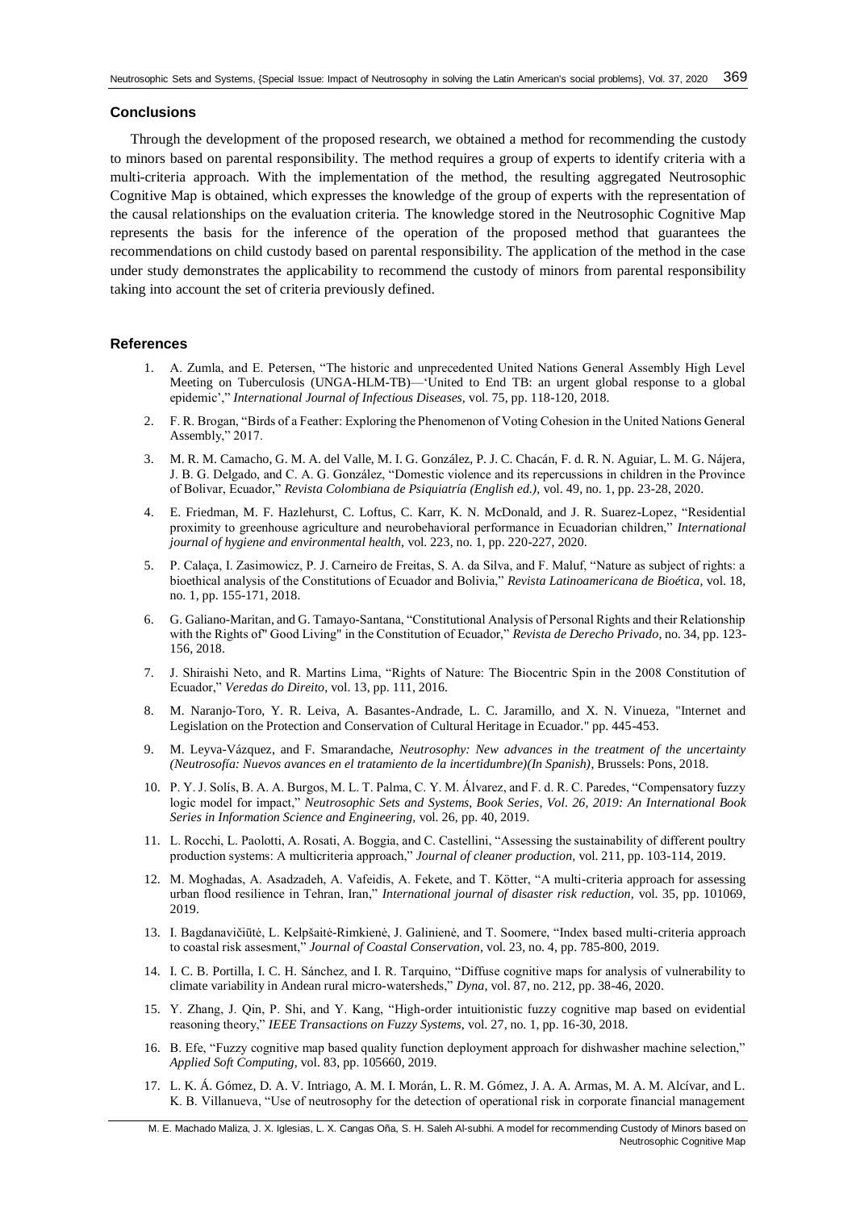## Conclusions

Through the development of the proposed research, we obtained a method for recommending the custody to minors based on parental responsibility. The method requires a group of experts to identify criteria with a multi-criteria approach. With the implementation of the method, the resulting aggregated Neutrosophic Cognitive Map is obtained, which expresses the knowledge of the group of experts with the representation of the causal relationships on the evaluation criteria. The knowledge stored in the Neutrosophic Cognitive Map represents the basis for the inference of the operation of the proposed method that guarantees the recommendations on child custody based on parental responsibility. The application of the method in the case under study demonstrates the applicability to recommend the custody of minors from parental responsibility taking into account the set of criteria previously defined.

## References

1. A. Zumla, and E. Petersen, "The historic and unprecedented United Nations General Assembly High Level Meeting on Tuberculosis (UNGA-HLM-TB)—'United to End TB: an urgent global response to a global epidemic'," *International Journal of Infectious Diseases,* vol. 75, pp. 118-120, 2018.
2. F. R. Brogan, "Birds of a Feather: Exploring the Phenomenon of Voting Cohesion in the United Nations General Assembly," 2017.
3. M. R. M. Camacho, G. M. A. del Valle, M. I. G. González, P. J. C. Chacán, F. d. R. N. Aguiar, L. M. G. Nájera, J. B. G. Delgado, and C. A. G. González, "Domestic violence and its repercussions in children in the Province of Bolivar, Ecuador," *Revista Colombiana de Psiquiatría (English ed.),* vol. 49, no. 1, pp. 23-28, 2020.
4. E. Friedman, M. F. Hazlehurst, C. Loftus, C. Karr, K. N. McDonald, and J. R. Suarez-Lopez, "Residential proximity to greenhouse agriculture and neurobehavioral performance in Ecuadorian children," *International journal of hygiene and environmental health,* vol. 223, no. 1, pp. 220-227, 2020.
5. P. Calaça, I. Zasimowicz, P. J. Carneiro de Freitas, S. A. da Silva, and F. Maluf, "Nature as subject of rights: a bioethical analysis of the Constitutions of Ecuador and Bolivia," *Revista Latinoamericana de Bioética,* vol. 18, no. 1, pp. 155-171, 2018.
6. G. Galiano-Maritan, and G. Tamayo-Santana, "Constitutional Analysis of Personal Rights and their Relationship with the Rights of" Good Living" in the Constitution of Ecuador," *Revista de Derecho Privado,* no. 34, pp. 123-156, 2018.
7. J. Shiraishi Neto, and R. Martins Lima, "Rights of Nature: The Biocentric Spin in the 2008 Constitution of Ecuador," *Veredas do Direito,* vol. 13, pp. 111, 2016.
8. M. Naranjo-Toro, Y. R. Leiva, A. Basantes-Andrade, L. C. Jaramillo, and X. N. Vinueza, "Internet and Legislation on the Protection and Conservation of Cultural Heritage in Ecuador." pp. 445-453.
9. M. Leyva-Vázquez, and F. Smarandache, *Neutrosophy: New advances in the treatment of the uncertainty (Neutrosofía: Nuevos avances en el tratamiento de la incertidumbre)(In Spanish),* Brussels: Pons, 2018.
10. P. Y. J. Solís, B. A. A. Burgos, M. L. T. Palma, C. Y. M. Álvarez, and F. d. R. C. Paredes, "Compensatory fuzzy logic model for impact," *Neutrosophic Sets and Systems, Book Series, Vol. 26, 2019: An International Book Series in Information Science and Engineering,* vol. 26, pp. 40, 2019.
11. L. Rocchi, L. Paolotti, A. Rosati, A. Boggia, and C. Castellini, "Assessing the sustainability of different poultry production systems: A multicriteria approach," *Journal of cleaner production,* vol. 211, pp. 103-114, 2019.
12. M. Moghadas, A. Asadzadeh, A. Vafeidis, A. Fekete, and T. Kötter, "A multi-criteria approach for assessing urban flood resilience in Tehran, Iran," *International journal of disaster risk reduction,* vol. 35, pp. 101069, 2019.
13. I. Bagdanavičiūtė, L. Kelpšaitė-Rimkienė, J. Galinienė, and T. Soomere, "Index based multi-criteria approach to coastal risk assesment," *Journal of Coastal Conservation,* vol. 23, no. 4, pp. 785-800, 2019.
14. I. C. B. Portilla, I. C. H. Sánchez, and I. R. Tarquino, "Diffuse cognitive maps for analysis of vulnerability to climate variability in Andean rural micro-watersheds," *Dyna,* vol. 87, no. 212, pp. 38-46, 2020.
15. Y. Zhang, J. Qin, P. Shi, and Y. Kang, "High-order intuitionistic fuzzy cognitive map based on evidential reasoning theory," *IEEE Transactions on Fuzzy Systems,* vol. 27, no. 1, pp. 16-30, 2018.
16. B. Efe, "Fuzzy cognitive map based quality function deployment approach for dishwasher machine selection," *Applied Soft Computing,* vol. 83, pp. 105660, 2019.
17. L. K. Á. Gómez, D. A. V. Intriago, A. M. I. Morán, L. R. M. Gómez, J. A. A. Armas, M. A. M. Alcívar, and L. K. B. Villanueva, "Use of neutrosophy for the detection of operational risk in corporate financial management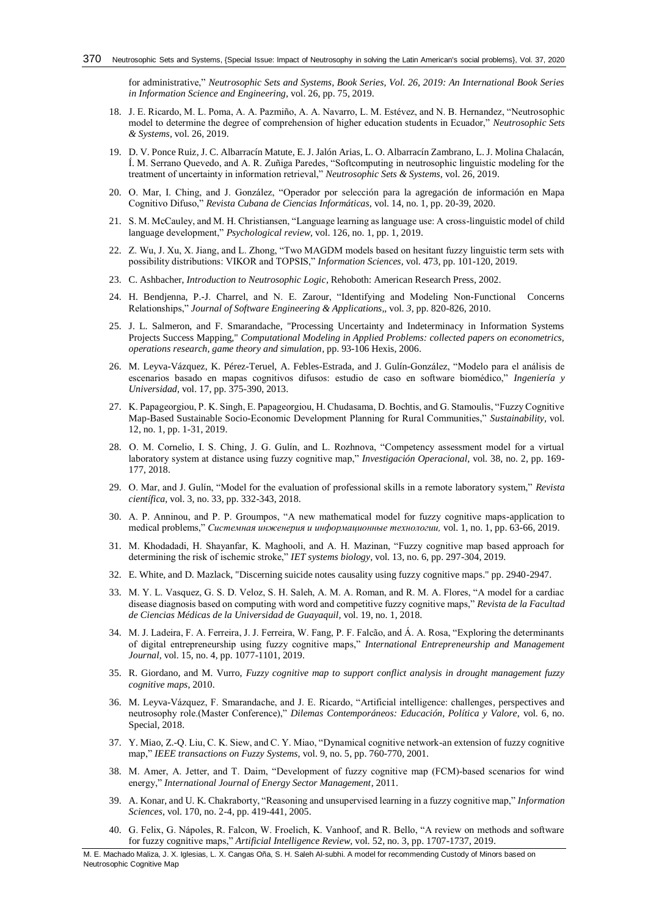for administrative," *Neutrosophic Sets and Systems, Book Series, Vol. 26, 2019: An International Book Series in Information Science and Engineering*, vol. 26, pp. 75, 2019.

18. J. E. Ricardo, M. L. Poma, A. A. Pazmiño, A. A. Navarro, L. M. Estévez, and N. B. Hernandez, "Neutrosophic model to determine the degree of comprehension of higher education students in Ecuador," *Neutrosophic Sets & Systems*, vol. 26, 2019.
19. D. V. Ponce Ruiz, J. C. Albarracín Matute, E. J. Jalón Arias, L. O. Albarracín Zambrano, L. J. Molina Chalacán, Í. M. Serrano Quevedo, and A. R. Zuñiga Paredes, "Softcomputing in neutrosophic linguistic modeling for the treatment of uncertainty in information retrieval," *Neutrosophic Sets & Systems*, vol. 26, 2019.
20. O. Mar, I. Ching, and J. González, "Operador por selección para la agregación de información en Mapa Cognitivo Difuso," *Revista Cubana de Ciencias Informáticas*, vol. 14, no. 1, pp. 20-39, 2020.
21. S. M. McCauley, and M. H. Christiansen, "Language learning as language use: A cross-linguistic model of child language development," *Psychological review*, vol. 126, no. 1, pp. 1, 2019.
22. Z. Wu, J. Xu, X. Jiang, and L. Zhong, "Two MAGDM models based on hesitant fuzzy linguistic term sets with possibility distributions: VIKOR and TOPSIS," *Information Sciences*, vol. 473, pp. 101-120, 2019.
23. C. Ashbacher, *Introduction to Neutrosophic Logic*, Rehoboth: American Research Press, 2002.
24. H. Bendjenna, P.-J. Charrel, and N. E. Zarour, "Identifying and Modeling Non-Functional Concerns Relationships," *Journal of Software Engineering & Applications*,, vol. *3*, pp. 820-826, 2010.
25. J. L. Salmeron, and F. Smarandache, "Processing Uncertainty and Indeterminacy in Information Systems Projects Success Mapping," *Computational Modeling in Applied Problems: collected papers on econometrics, operations research, game theory and simulation*, pp. 93-106 Hexis, 2006.
26. M. Leyva-Vázquez, K. Pérez-Teruel, A. Febles-Estrada, and J. Gulín-González, "Modelo para el análisis de escenarios basado en mapas cognitivos difusos: estudio de caso en software biomédico," *Ingeniería y Universidad*, vol. 17, pp. 375-390, 2013.
27. K. Papageorgiou, P. K. Singh, E. Papageorgiou, H. Chudasama, D. Bochtis, and G. Stamoulis, "Fuzzy Cognitive Map-Based Sustainable Socio-Economic Development Planning for Rural Communities," *Sustainability*, vol. 12, no. 1, pp. 1-31, 2019.
28. O. M. Cornelio, I. S. Ching, J. G. Gulín, and L. Rozhnova, "Competency assessment model for a virtual laboratory system at distance using fuzzy cognitive map," *Investigación Operacional*, vol. 38, no. 2, pp. 169-177, 2018.
29. O. Mar, and J. Gulín, "Model for the evaluation of professional skills in a remote laboratory system," *Revista científica*, vol. 3, no. 33, pp. 332-343, 2018.
30. A. P. Anninou, and P. P. Groumpos, "A new mathematical model for fuzzy cognitive maps-application to medical problems," *Системная инженерия и информационные технологии*, vol. 1, no. 1, pp. 63-66, 2019.
31. M. Khodadadi, H. Shayanfar, K. Maghooli, and A. H. Mazinan, "Fuzzy cognitive map based approach for determining the risk of ischemic stroke," *IET systems biology*, vol. 13, no. 6, pp. 297-304, 2019.
32. E. White, and D. Mazlack, "Discerning suicide notes causality using fuzzy cognitive maps." pp. 2940-2947.
33. M. Y. L. Vasquez, G. S. D. Veloz, S. H. Saleh, A. M. A. Roman, and R. M. A. Flores, "A model for a cardiac disease diagnosis based on computing with word and competitive fuzzy cognitive maps," *Revista de la Facultad de Ciencias Médicas de la Universidad de Guayaquil*, vol. 19, no. 1, 2018.
34. M. J. Ladeira, F. A. Ferreira, J. J. Ferreira, W. Fang, P. F. Falcão, and Á. A. Rosa, "Exploring the determinants of digital entrepreneurship using fuzzy cognitive maps," *International Entrepreneurship and Management Journal*, vol. 15, no. 4, pp. 1077-1101, 2019.
35. R. Giordano, and M. Vurro, *Fuzzy cognitive map to support conflict analysis in drought management fuzzy cognitive maps*, 2010.
36. M. Leyva-Vázquez, F. Smarandache, and J. E. Ricardo, "Artificial intelligence: challenges, perspectives and neutrosophy role.(Master Conference)," *Dilemas Contemporáneos: Educación, Política y Valore*, vol. 6, no. Special, 2018.
37. Y. Miao, Z.-Q. Liu, C. K. Siew, and C. Y. Miao, "Dynamical cognitive network-an extension of fuzzy cognitive map," *IEEE transactions on Fuzzy Systems*, vol. 9, no. 5, pp. 760-770, 2001.
38. M. Amer, A. Jetter, and T. Daim, "Development of fuzzy cognitive map (FCM)-based scenarios for wind energy," *International Journal of Energy Sector Management*, 2011.
39. A. Konar, and U. K. Chakraborty, "Reasoning and unsupervised learning in a fuzzy cognitive map," *Information Sciences*, vol. 170, no. 2-4, pp. 419-441, 2005.
40. G. Felix, G. Nápoles, R. Falcon, W. Froelich, K. Vanhoof, and R. Bello, "A review on methods and software for fuzzy cognitive maps," *Artificial Intelligence Review*, vol. 52, no. 3, pp. 1707-1737, 2019.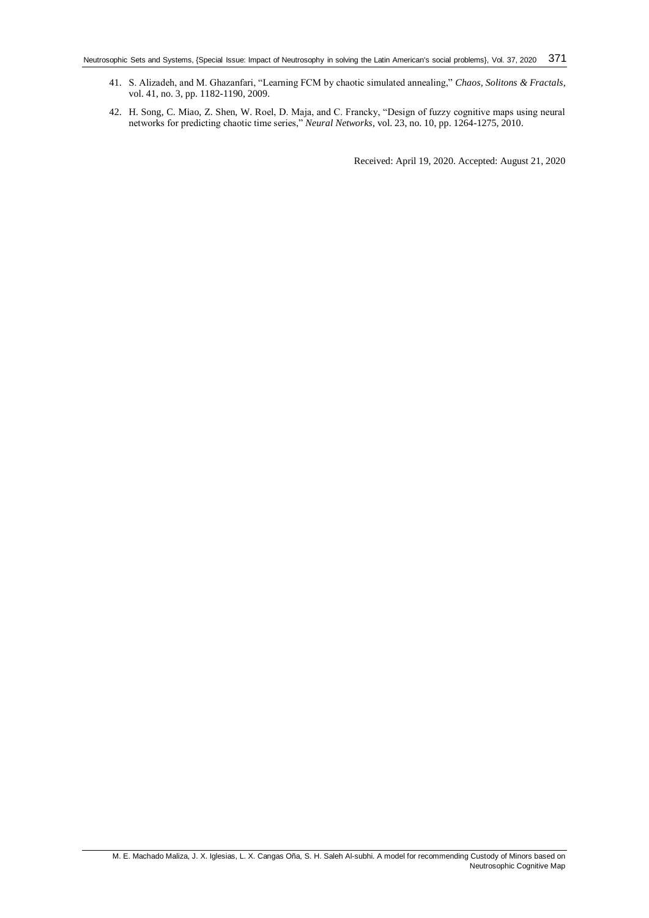41. S. Alizadeh, and M. Ghazanfari, "Learning FCM by chaotic simulated annealing," *Chaos, Solitons & Fractals*, vol. 41, no. 3, pp. 1182-1190, 2009.
42. H. Song, C. Miao, Z. Shen, W. Roel, D. Maja, and C. Francky, "Design of fuzzy cognitive maps using neural networks for predicting chaotic time series," *Neural Networks*, vol. 23, no. 10, pp. 1264-1275, 2010.

Received: April 19, 2020. Accepted: August 21, 2020